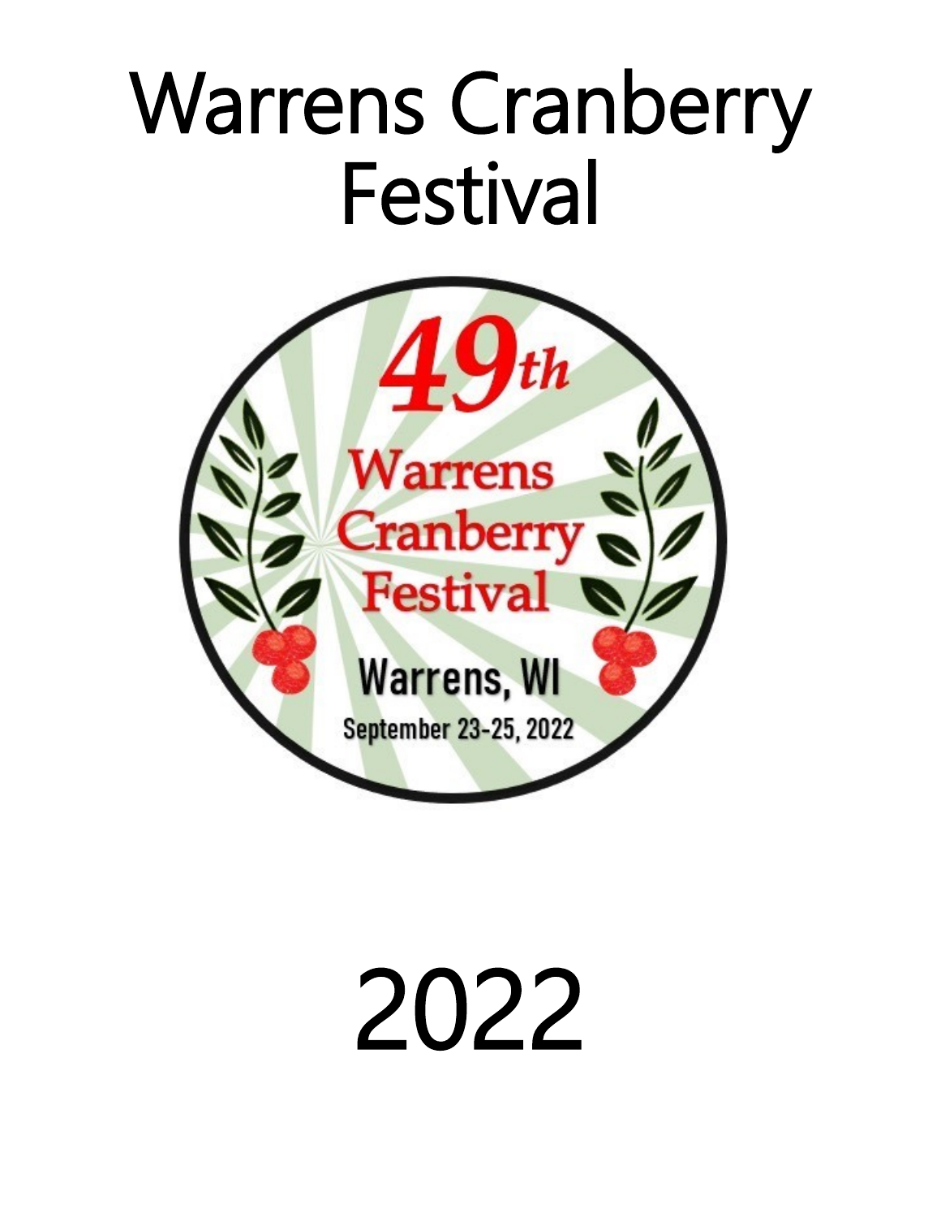# Warrens Cranberry Festival

49th Warrens Cranberry Festival

Warrens, WI

September 23-25, 2022

# 2022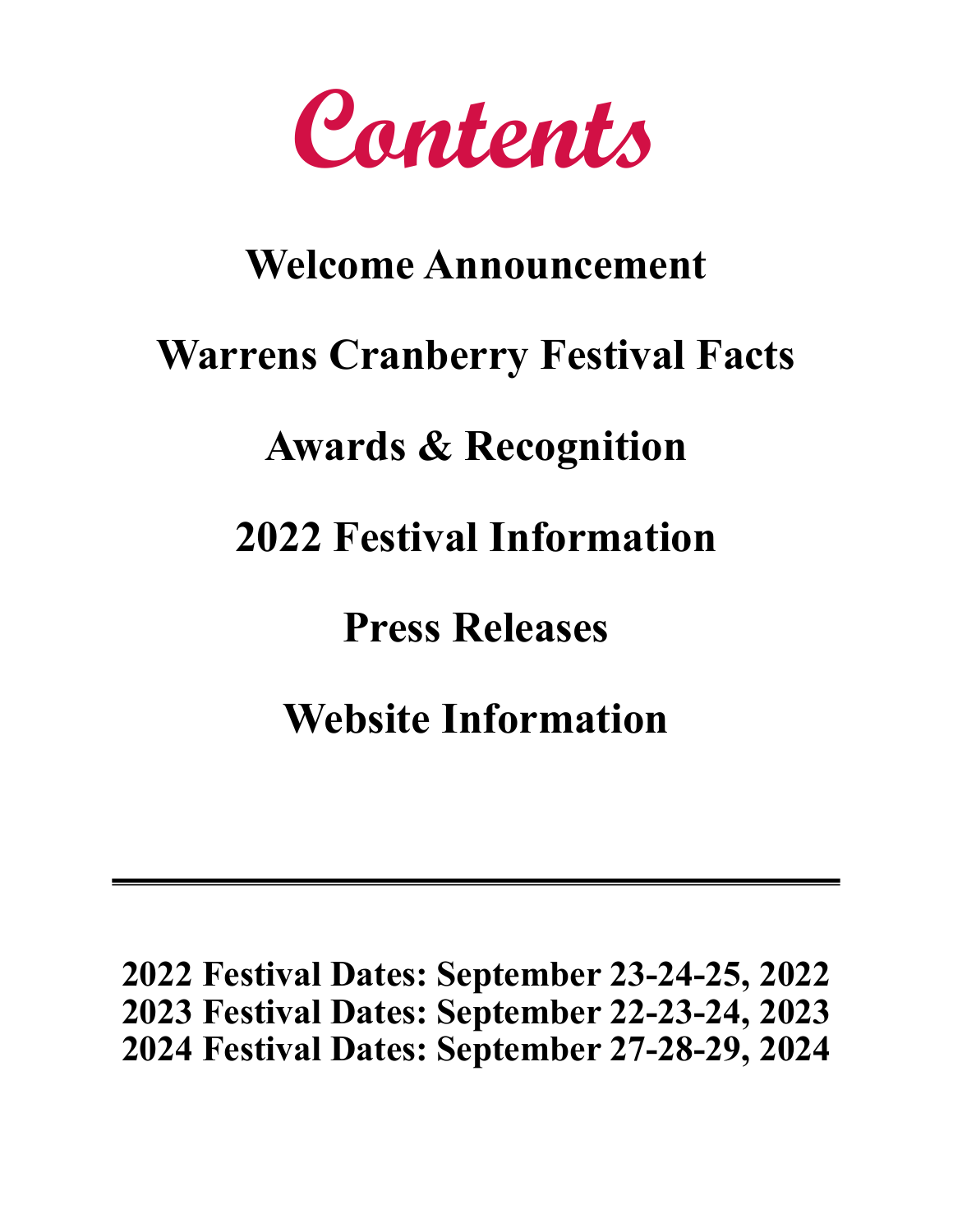# Contents

**Welcome Announcement**

**Warrens Cranberry Festival Facts**

**Awards & Recognition**

**2022 Festival Information**

**Press Releases**

**Website Information**

---

**2022 Festival Dates: September 23-24-25, 2022**
**2023 Festival Dates: September 22-23-24, 2023**
**2024 Festival Dates: September 27-28-29, 2024**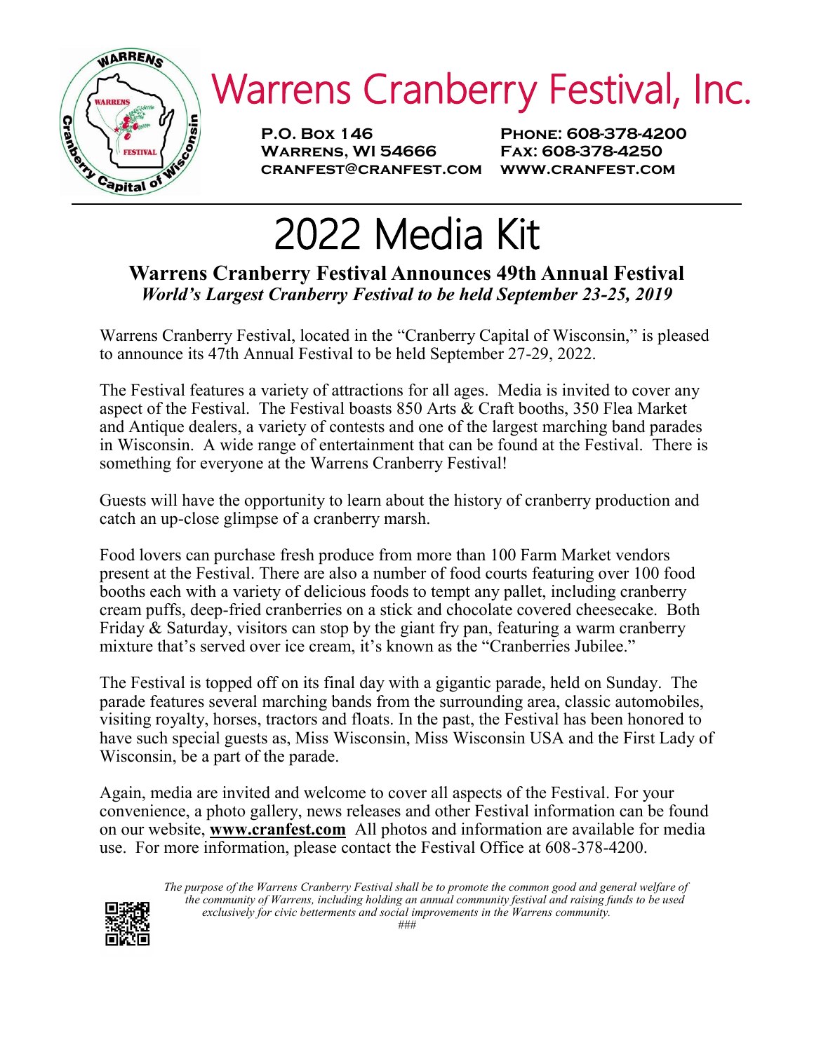# Warrens Cranberry Festival, Inc.

**P.O. Box 146**
**Warrens, WI 54666**
**cranfest@cranfest.com**

**Phone: 608-378-4200**
**Fax: 608-378-4250**
**www.cranfest.com**

# 2022 Media Kit

## Warrens Cranberry Festival Announces 49th Annual Festival

***World's Largest Cranberry Festival to be held September 23-25, 2019***

Warrens Cranberry Festival, located in the "Cranberry Capital of Wisconsin," is pleased to announce its 47th Annual Festival to be held September 27-29, 2022.

The Festival features a variety of attractions for all ages. Media is invited to cover any aspect of the Festival. The Festival boasts 850 Arts & Craft booths, 350 Flea Market and Antique dealers, a variety of contests and one of the largest marching band parades in Wisconsin. A wide range of entertainment that can be found at the Festival. There is something for everyone at the Warrens Cranberry Festival!

Guests will have the opportunity to learn about the history of cranberry production and catch an up-close glimpse of a cranberry marsh.

Food lovers can purchase fresh produce from more than 100 Farm Market vendors present at the Festival. There are also a number of food courts featuring over 100 food booths each with a variety of delicious foods to tempt any pallet, including cranberry cream puffs, deep-fried cranberries on a stick and chocolate covered cheesecake. Both Friday & Saturday, visitors can stop by the giant fry pan, featuring a warm cranberry mixture that's served over ice cream, it's known as the "Cranberries Jubilee."

The Festival is topped off on its final day with a gigantic parade, held on Sunday. The parade features several marching bands from the surrounding area, classic automobiles, visiting royalty, horses, tractors and floats. In the past, the Festival has been honored to have such special guests as, Miss Wisconsin, Miss Wisconsin USA and the First Lady of Wisconsin, be a part of the parade.

Again, media are invited and welcome to cover all aspects of the Festival. For your convenience, a photo gallery, news releases and other Festival information can be found on our website, **www.cranfest.com** All photos and information are available for media use. For more information, please contact the Festival Office at 608-378-4200.

*The purpose of the Warrens Cranberry Festival shall be to promote the common good and general welfare of the community of Warrens, including holding an annual community festival and raising funds to be used exclusively for civic betterments and social improvements in the Warrens community.*

###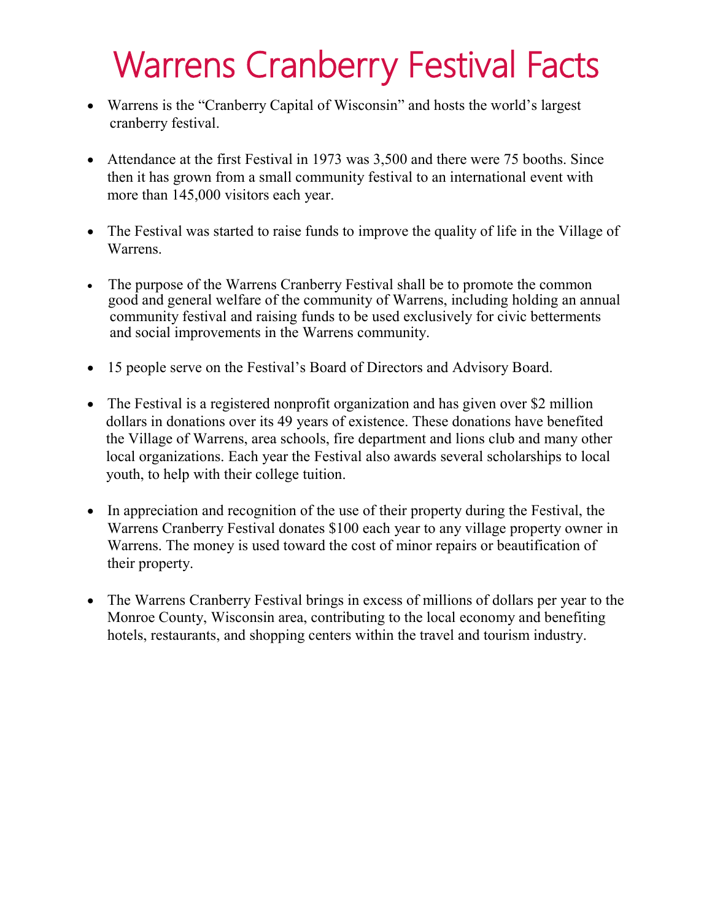# Warrens Cranberry Festival Facts

- Warrens is the "Cranberry Capital of Wisconsin" and hosts the world's largest cranberry festival.

- Attendance at the first Festival in 1973 was 3,500 and there were 75 booths. Since then it has grown from a small community festival to an international event with more than 145,000 visitors each year.

- The Festival was started to raise funds to improve the quality of life in the Village of Warrens.

- The purpose of the Warrens Cranberry Festival shall be to promote the common good and general welfare of the community of Warrens, including holding an annual community festival and raising funds to be used exclusively for civic betterments and social improvements in the Warrens community.

- 15 people serve on the Festival's Board of Directors and Advisory Board.

- The Festival is a registered nonprofit organization and has given over $2 million dollars in donations over its 49 years of existence. These donations have benefited the Village of Warrens, area schools, fire department and lions club and many other local organizations. Each year the Festival also awards several scholarships to local youth, to help with their college tuition.

- In appreciation and recognition of the use of their property during the Festival, the Warrens Cranberry Festival donates $100 each year to any village property owner in Warrens. The money is used toward the cost of minor repairs or beautification of their property.

- The Warrens Cranberry Festival brings in excess of millions of dollars per year to the Monroe County, Wisconsin area, contributing to the local economy and benefiting hotels, restaurants, and shopping centers within the travel and tourism industry.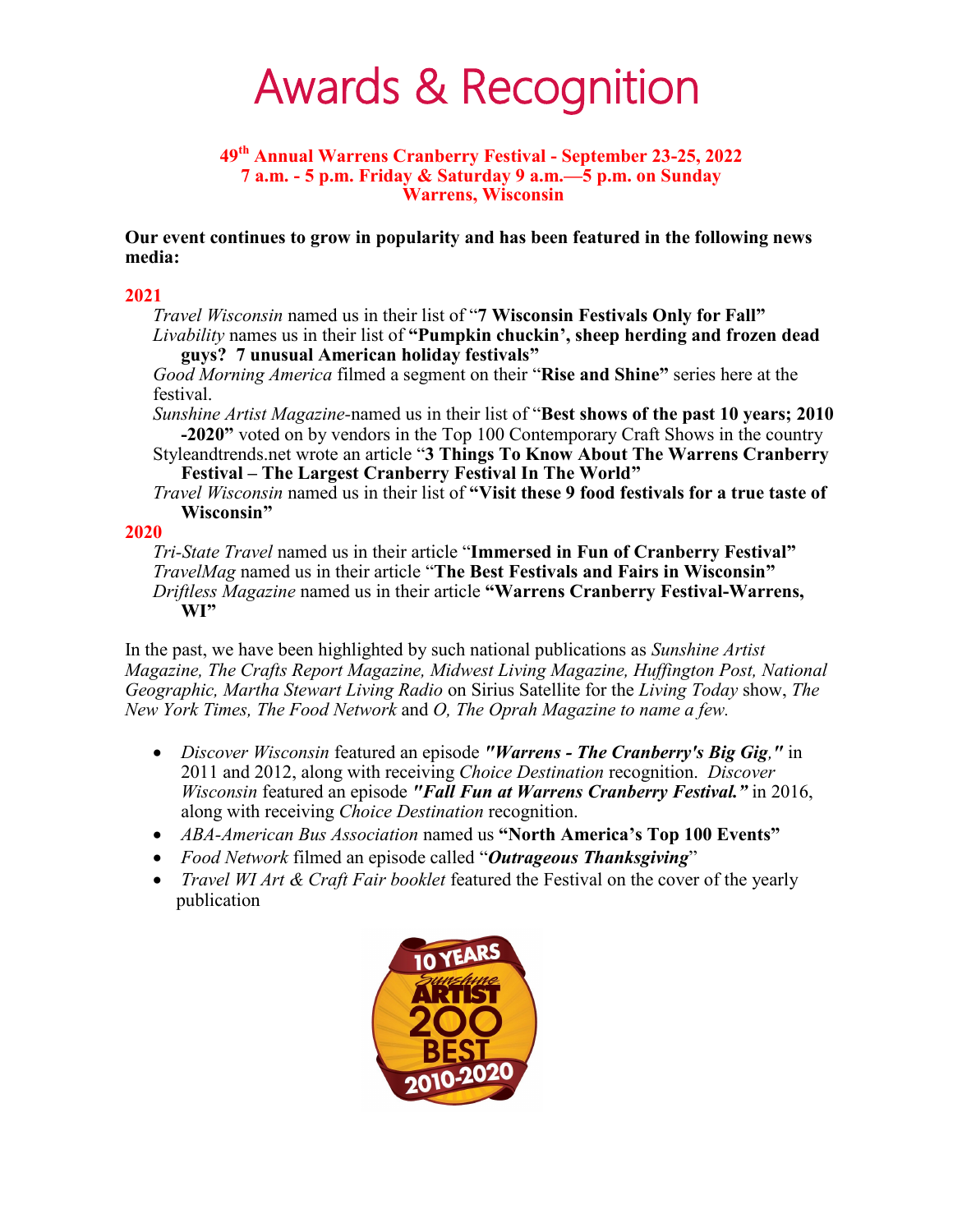# Awards & Recognition

**49th Annual Warrens Cranberry Festival - September 23-25, 2022**
**7 a.m. - 5 p.m. Friday & Saturday 9 a.m.—5 p.m. on Sunday**
**Warrens, Wisconsin**

**Our event continues to grow in popularity and has been featured in the following news media:**

**2021**

*Travel Wisconsin* named us in their list of "**7 Wisconsin Festivals Only for Fall**"
*Livability* names us in their list of **"Pumpkin chuckin', sheep herding and frozen dead guys? 7 unusual American holiday festivals"**
*Good Morning America* filmed a segment on their "**Rise and Shine**" series here at the festival.
*Sunshine Artist Magazine*-named us in their list of "**Best shows of the past 10 years; 2010 -2020**" voted on by vendors in the Top 100 Contemporary Craft Shows in the country
Styleandtrends.net wrote an article "**3 Things To Know About The Warrens Cranberry Festival – The Largest Cranberry Festival In The World**"
*Travel Wisconsin* named us in their list of **"Visit these 9 food festivals for a true taste of Wisconsin"**

**2020**

*Tri-State Travel* named us in their article "**Immersed in Fun of Cranberry Festival**"
*TravelMag* named us in their article "**The Best Festivals and Fairs in Wisconsin**"
*Driftless Magazine* named us in their article **"Warrens Cranberry Festival-Warrens, WI"**

In the past, we have been highlighted by such national publications as *Sunshine Artist Magazine, The Crafts Report Magazine, Midwest Living Magazine, Huffington Post, National Geographic, Martha Stewart Living Radio* on Sirius Satellite for the *Living Today* show, *The New York Times, The Food Network* and *O, The Oprah Magazine to name a few.*

- *Discover Wisconsin* featured an episode ***"Warrens - The Cranberry's Big Gig,"*** in 2011 and 2012, along with receiving *Choice Destination* recognition. *Discover Wisconsin* featured an episode ***"Fall Fun at Warrens Cranberry Festival."*** in 2016, along with receiving *Choice Destination* recognition.
- *ABA-American Bus Association* named us **"North America's Top 100 Events"**
- *Food Network* filmed an episode called "***Outrageous Thanksgiving***"
- *Travel WI Art & Craft Fair booklet* featured the Festival on the cover of the yearly publication

10 YEARS Sunshine ARTIST 200 BEST 2010-2020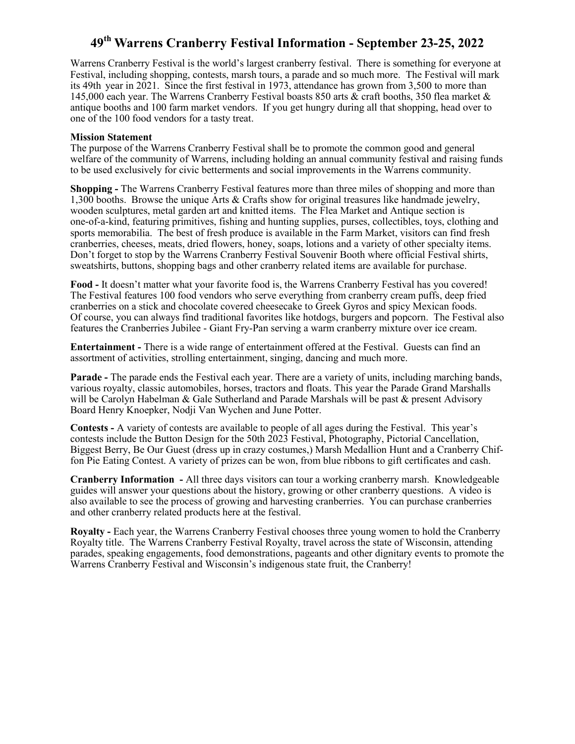# 49th Warrens Cranberry Festival Information - September 23-25, 2022

Warrens Cranberry Festival is the world's largest cranberry festival. There is something for everyone at Festival, including shopping, contests, marsh tours, a parade and so much more. The Festival will mark its 49th year in 2021. Since the first festival in 1973, attendance has grown from 3,500 to more than 145,000 each year. The Warrens Cranberry Festival boasts 850 arts & craft booths, 350 flea market & antique booths and 100 farm market vendors. If you get hungry during all that shopping, head over to one of the 100 food vendors for a tasty treat.

**Mission Statement**
The purpose of the Warrens Cranberry Festival shall be to promote the common good and general welfare of the community of Warrens, including holding an annual community festival and raising funds to be used exclusively for civic betterments and social improvements in the Warrens community.

**Shopping -** The Warrens Cranberry Festival features more than three miles of shopping and more than 1,300 booths. Browse the unique Arts & Crafts show for original treasures like handmade jewelry, wooden sculptures, metal garden art and knitted items. The Flea Market and Antique section is one-of-a-kind, featuring primitives, fishing and hunting supplies, purses, collectibles, toys, clothing and sports memorabilia. The best of fresh produce is available in the Farm Market, visitors can find fresh cranberries, cheeses, meats, dried flowers, honey, soaps, lotions and a variety of other specialty items. Don't forget to stop by the Warrens Cranberry Festival Souvenir Booth where official Festival shirts, sweatshirts, buttons, shopping bags and other cranberry related items are available for purchase.

**Food -** It doesn't matter what your favorite food is, the Warrens Cranberry Festival has you covered! The Festival features 100 food vendors who serve everything from cranberry cream puffs, deep fried cranberries on a stick and chocolate covered cheesecake to Greek Gyros and spicy Mexican foods. Of course, you can always find traditional favorites like hotdogs, burgers and popcorn. The Festival also features the Cranberries Jubilee - Giant Fry-Pan serving a warm cranberry mixture over ice cream.

**Entertainment -** There is a wide range of entertainment offered at the Festival. Guests can find an assortment of activities, strolling entertainment, singing, dancing and much more.

**Parade -** The parade ends the Festival each year. There are a variety of units, including marching bands, various royalty, classic automobiles, horses, tractors and floats. This year the Parade Grand Marshalls will be Carolyn Habelman & Gale Sutherland and Parade Marshals will be past & present Advisory Board Henry Knoepker, Nodji Van Wychen and June Potter.

**Contests -** A variety of contests are available to people of all ages during the Festival. This year's contests include the Button Design for the 50th 2023 Festival, Photography, Pictorial Cancellation, Biggest Berry, Be Our Guest (dress up in crazy costumes,) Marsh Medallion Hunt and a Cranberry Chiffon Pie Eating Contest. A variety of prizes can be won, from blue ribbons to gift certificates and cash.

**Cranberry Information -** All three days visitors can tour a working cranberry marsh. Knowledgeable guides will answer your questions about the history, growing or other cranberry questions. A video is also available to see the process of growing and harvesting cranberries. You can purchase cranberries and other cranberry related products here at the festival.

**Royalty -** Each year, the Warrens Cranberry Festival chooses three young women to hold the Cranberry Royalty title. The Warrens Cranberry Festival Royalty, travel across the state of Wisconsin, attending parades, speaking engagements, food demonstrations, pageants and other dignitary events to promote the Warrens Cranberry Festival and Wisconsin's indigenous state fruit, the Cranberry!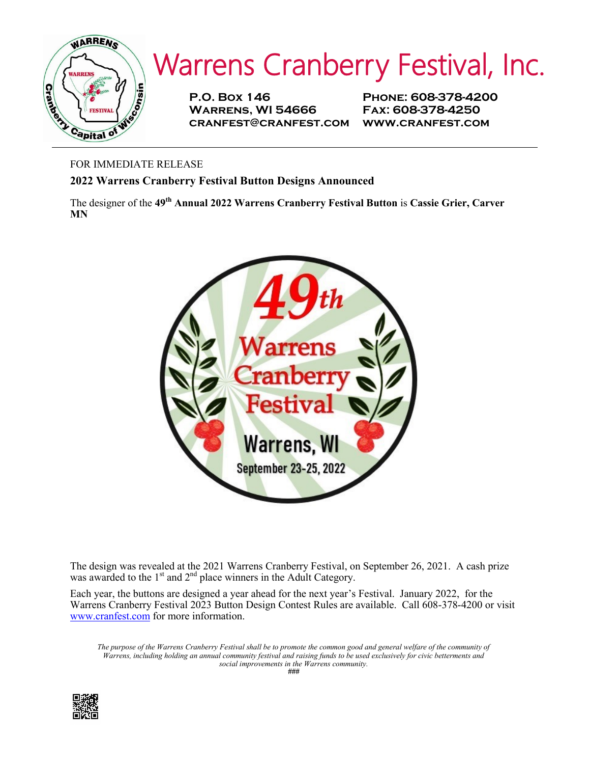# Warrens Cranberry Festival, Inc.

**P.O. Box 146**
**Warrens, WI 54666**
**cranfest@cranfest.com**

**Phone: 608-378-4200**
**Fax: 608-378-4250**
**www.cranfest.com**

FOR IMMEDIATE RELEASE

**2022 Warrens Cranberry Festival Button Designs Announced**

The designer of the **49th Annual 2022 Warrens Cranberry Festival Button** is **Cassie Grier, Carver MN**

The design was revealed at the 2021 Warrens Cranberry Festival, on September 26, 2021. A cash prize was awarded to the 1st and 2nd place winners in the Adult Category.

Each year, the buttons are designed a year ahead for the next year's Festival. January 2022, for the Warrens Cranberry Festival 2023 Button Design Contest Rules are available. Call 608-378-4200 or visit www.cranfest.com for more information.

*The purpose of the Warrens Cranberry Festival shall be to promote the common good and general welfare of the community of Warrens, including holding an annual community festival and raising funds to be used exclusively for civic betterments and social improvements in the Warrens community.*

###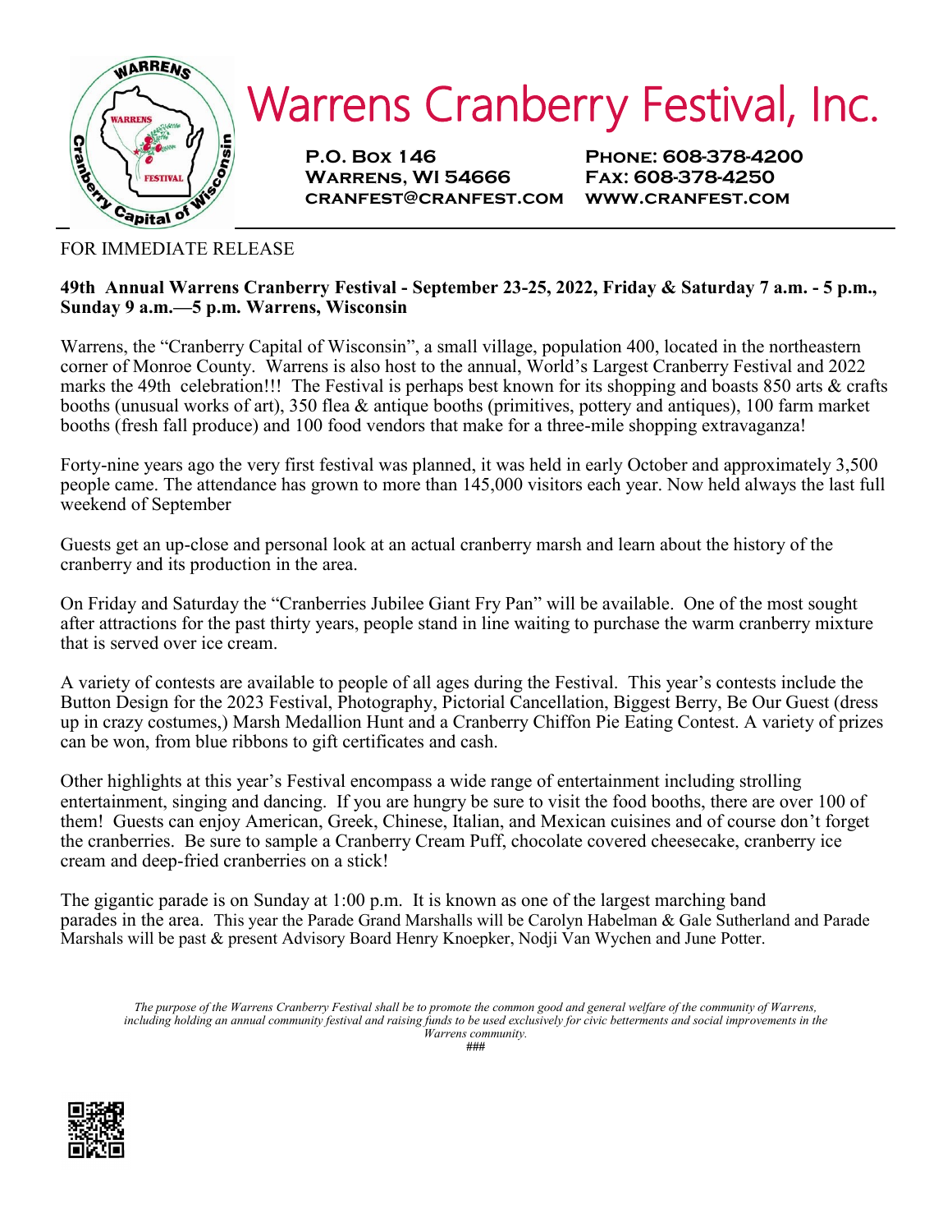# Warrens Cranberry Festival, Inc.

**P.O. Box 146**
**Warrens, WI 54666**
**cranfest@cranfest.com**

**Phone: 608-378-4200**
**Fax: 608-378-4250**
**www.cranfest.com**

FOR IMMEDIATE RELEASE

**49th Annual Warrens Cranberry Festival - September 23-25, 2022, Friday & Saturday 7 a.m. - 5 p.m., Sunday 9 a.m.—5 p.m. Warrens, Wisconsin**

Warrens, the "Cranberry Capital of Wisconsin", a small village, population 400, located in the northeastern corner of Monroe County. Warrens is also host to the annual, World's Largest Cranberry Festival and 2022 marks the 49th celebration!!! The Festival is perhaps best known for its shopping and boasts 850 arts & crafts booths (unusual works of art), 350 flea & antique booths (primitives, pottery and antiques), 100 farm market booths (fresh fall produce) and 100 food vendors that make for a three-mile shopping extravaganza!

Forty-nine years ago the very first festival was planned, it was held in early October and approximately 3,500 people came. The attendance has grown to more than 145,000 visitors each year. Now held always the last full weekend of September

Guests get an up-close and personal look at an actual cranberry marsh and learn about the history of the cranberry and its production in the area.

On Friday and Saturday the "Cranberries Jubilee Giant Fry Pan" will be available. One of the most sought after attractions for the past thirty years, people stand in line waiting to purchase the warm cranberry mixture that is served over ice cream.

A variety of contests are available to people of all ages during the Festival. This year's contests include the Button Design for the 2023 Festival, Photography, Pictorial Cancellation, Biggest Berry, Be Our Guest (dress up in crazy costumes,) Marsh Medallion Hunt and a Cranberry Chiffon Pie Eating Contest. A variety of prizes can be won, from blue ribbons to gift certificates and cash.

Other highlights at this year's Festival encompass a wide range of entertainment including strolling entertainment, singing and dancing. If you are hungry be sure to visit the food booths, there are over 100 of them! Guests can enjoy American, Greek, Chinese, Italian, and Mexican cuisines and of course don't forget the cranberries. Be sure to sample a Cranberry Cream Puff, chocolate covered cheesecake, cranberry ice cream and deep-fried cranberries on a stick!

The gigantic parade is on Sunday at 1:00 p.m. It is known as one of the largest marching band parades in the area. This year the Parade Grand Marshalls will be Carolyn Habelman & Gale Sutherland and Parade Marshals will be past & present Advisory Board Henry Knoepker, Nodji Van Wychen and June Potter.

*The purpose of the Warrens Cranberry Festival shall be to promote the common good and general welfare of the community of Warrens, including holding an annual community festival and raising funds to be used exclusively for civic betterments and social improvements in the Warrens community.*

###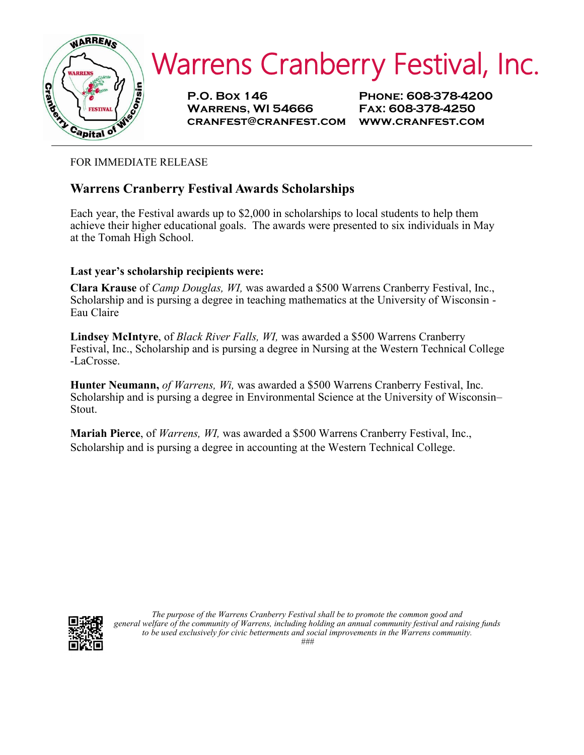# Warrens Cranberry Festival, Inc.

**P.O. Box 146**
**Warrens, WI 54666**
**CRANFEST@CRANFEST.COM**

**Phone: 608-378-4200**
**Fax: 608-378-4250**
**WWW.CRANFEST.COM**

---

FOR IMMEDIATE RELEASE

## Warrens Cranberry Festival Awards Scholarships

Each year, the Festival awards up to $2,000 in scholarships to local students to help them achieve their higher educational goals. The awards were presented to six individuals in May at the Tomah High School.

**Last year's scholarship recipients were:**

**Clara Krause** of *Camp Douglas, WI,* was awarded a $500 Warrens Cranberry Festival, Inc., Scholarship and is pursing a degree in teaching mathematics at the University of Wisconsin - Eau Claire

**Lindsey McIntyre**, of *Black River Falls, WI,* was awarded a $500 Warrens Cranberry Festival, Inc., Scholarship and is pursing a degree in Nursing at the Western Technical College -LaCrosse.

**Hunter Neumann,** *of Warrens, Wi,* was awarded a $500 Warrens Cranberry Festival, Inc. Scholarship and is pursing a degree in Environmental Science at the University of Wisconsin–Stout.

**Mariah Pierce**, of *Warrens, WI,* was awarded a $500 Warrens Cranberry Festival, Inc., Scholarship and is pursing a degree in accounting at the Western Technical College.

*The purpose of the Warrens Cranberry Festival shall be to promote the common good and general welfare of the community of Warrens, including holding an annual community festival and raising funds to be used exclusively for civic betterments and social improvements in the Warrens community.*

###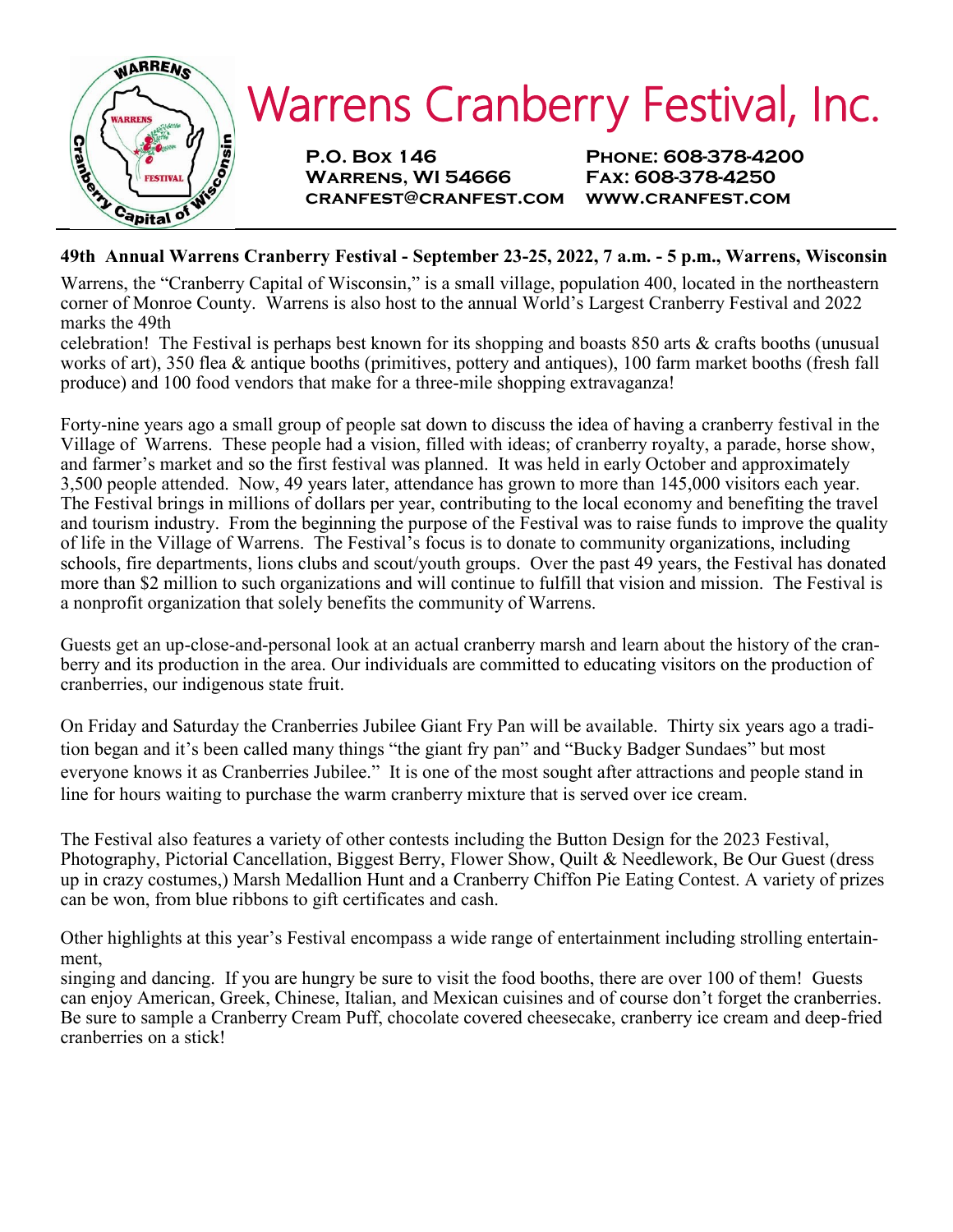# Warrens Cranberry Festival, Inc.

**P.O. Box 146**
**Warrens, WI 54666**
**CRANFEST@CRANFEST.COM**

**Phone: 608-378-4200**
**Fax: 608-378-4250**
**WWW.CRANFEST.COM**

**49th Annual Warrens Cranberry Festival - September 23-25, 2022, 7 a.m. - 5 p.m., Warrens, Wisconsin**

Warrens, the "Cranberry Capital of Wisconsin," is a small village, population 400, located in the northeastern corner of Monroe County. Warrens is also host to the annual World's Largest Cranberry Festival and 2022 marks the 49th celebration! The Festival is perhaps best known for its shopping and boasts 850 arts & crafts booths (unusual works of art), 350 flea & antique booths (primitives, pottery and antiques), 100 farm market booths (fresh fall produce) and 100 food vendors that make for a three-mile shopping extravaganza!

Forty-nine years ago a small group of people sat down to discuss the idea of having a cranberry festival in the Village of Warrens. These people had a vision, filled with ideas; of cranberry royalty, a parade, horse show, and farmer's market and so the first festival was planned. It was held in early October and approximately 3,500 people attended. Now, 49 years later, attendance has grown to more than 145,000 visitors each year. The Festival brings in millions of dollars per year, contributing to the local economy and benefiting the travel and tourism industry. From the beginning the purpose of the Festival was to raise funds to improve the quality of life in the Village of Warrens. The Festival's focus is to donate to community organizations, including schools, fire departments, lions clubs and scout/youth groups. Over the past 49 years, the Festival has donated more than $2 million to such organizations and will continue to fulfill that vision and mission. The Festival is a nonprofit organization that solely benefits the community of Warrens.

Guests get an up-close-and-personal look at an actual cranberry marsh and learn about the history of the cranberry and its production in the area. Our individuals are committed to educating visitors on the production of cranberries, our indigenous state fruit.

On Friday and Saturday the Cranberries Jubilee Giant Fry Pan will be available. Thirty six years ago a tradition began and it's been called many things "the giant fry pan" and "Bucky Badger Sundaes" but most everyone knows it as Cranberries Jubilee." It is one of the most sought after attractions and people stand in line for hours waiting to purchase the warm cranberry mixture that is served over ice cream.

The Festival also features a variety of other contests including the Button Design for the 2023 Festival, Photography, Pictorial Cancellation, Biggest Berry, Flower Show, Quilt & Needlework, Be Our Guest (dress up in crazy costumes,) Marsh Medallion Hunt and a Cranberry Chiffon Pie Eating Contest. A variety of prizes can be won, from blue ribbons to gift certificates and cash.

Other highlights at this year's Festival encompass a wide range of entertainment including strolling entertainment, singing and dancing. If you are hungry be sure to visit the food booths, there are over 100 of them! Guests can enjoy American, Greek, Chinese, Italian, and Mexican cuisines and of course don't forget the cranberries. Be sure to sample a Cranberry Cream Puff, chocolate covered cheesecake, cranberry ice cream and deep-fried cranberries on a stick!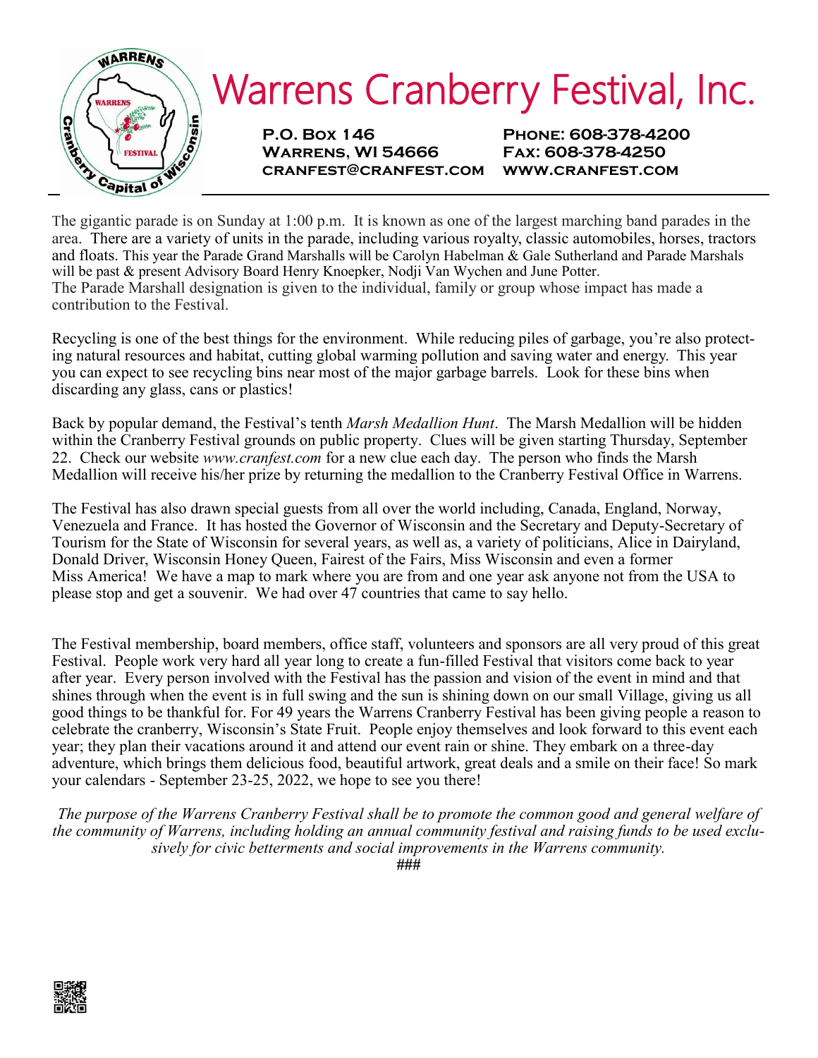# Warrens Cranberry Festival, Inc.

**P.O. Box 146**
**Warrens, WI 54666**
**cranfest@cranfest.com**

**Phone: 608-378-4200**
**Fax: 608-378-4250**
**www.cranfest.com**

The gigantic parade is on Sunday at 1:00 p.m. It is known as one of the largest marching band parades in the area. There are a variety of units in the parade, including various royalty, classic automobiles, horses, tractors and floats. This year the Parade Grand Marshalls will be Carolyn Habelman & Gale Sutherland and Parade Marshals will be past & present Advisory Board Henry Knoepker, Nodji Van Wychen and June Potter.
The Parade Marshall designation is given to the individual, family or group whose impact has made a contribution to the Festival.

Recycling is one of the best things for the environment. While reducing piles of garbage, you're also protecting natural resources and habitat, cutting global warming pollution and saving water and energy. This year you can expect to see recycling bins near most of the major garbage barrels. Look for these bins when discarding any glass, cans or plastics!

Back by popular demand, the Festival's tenth *Marsh Medallion Hunt*. The Marsh Medallion will be hidden within the Cranberry Festival grounds on public property. Clues will be given starting Thursday, September 22. Check our website *www.cranfest.com* for a new clue each day. The person who finds the Marsh Medallion will receive his/her prize by returning the medallion to the Cranberry Festival Office in Warrens.

The Festival has also drawn special guests from all over the world including, Canada, England, Norway, Venezuela and France. It has hosted the Governor of Wisconsin and the Secretary and Deputy-Secretary of Tourism for the State of Wisconsin for several years, as well as, a variety of politicians, Alice in Dairyland, Donald Driver, Wisconsin Honey Queen, Fairest of the Fairs, Miss Wisconsin and even a former Miss America! We have a map to mark where you are from and one year ask anyone not from the USA to please stop and get a souvenir. We had over 47 countries that came to say hello.

The Festival membership, board members, office staff, volunteers and sponsors are all very proud of this great Festival. People work very hard all year long to create a fun-filled Festival that visitors come back to year after year. Every person involved with the Festival has the passion and vision of the event in mind and that shines through when the event is in full swing and the sun is shining down on our small Village, giving us all good things to be thankful for. For 49 years the Warrens Cranberry Festival has been giving people a reason to celebrate the cranberry, Wisconsin's State Fruit. People enjoy themselves and look forward to this event each year; they plan their vacations around it and attend our event rain or shine. They embark on a three-day adventure, which brings them delicious food, beautiful artwork, great deals and a smile on their face! So mark your calendars - September 23-25, 2022, we hope to see you there!

*The purpose of the Warrens Cranberry Festival shall be to promote the common good and general welfare of the community of Warrens, including holding an annual community festival and raising funds to be used exclusively for civic betterments and social improvements in the Warrens community.*

###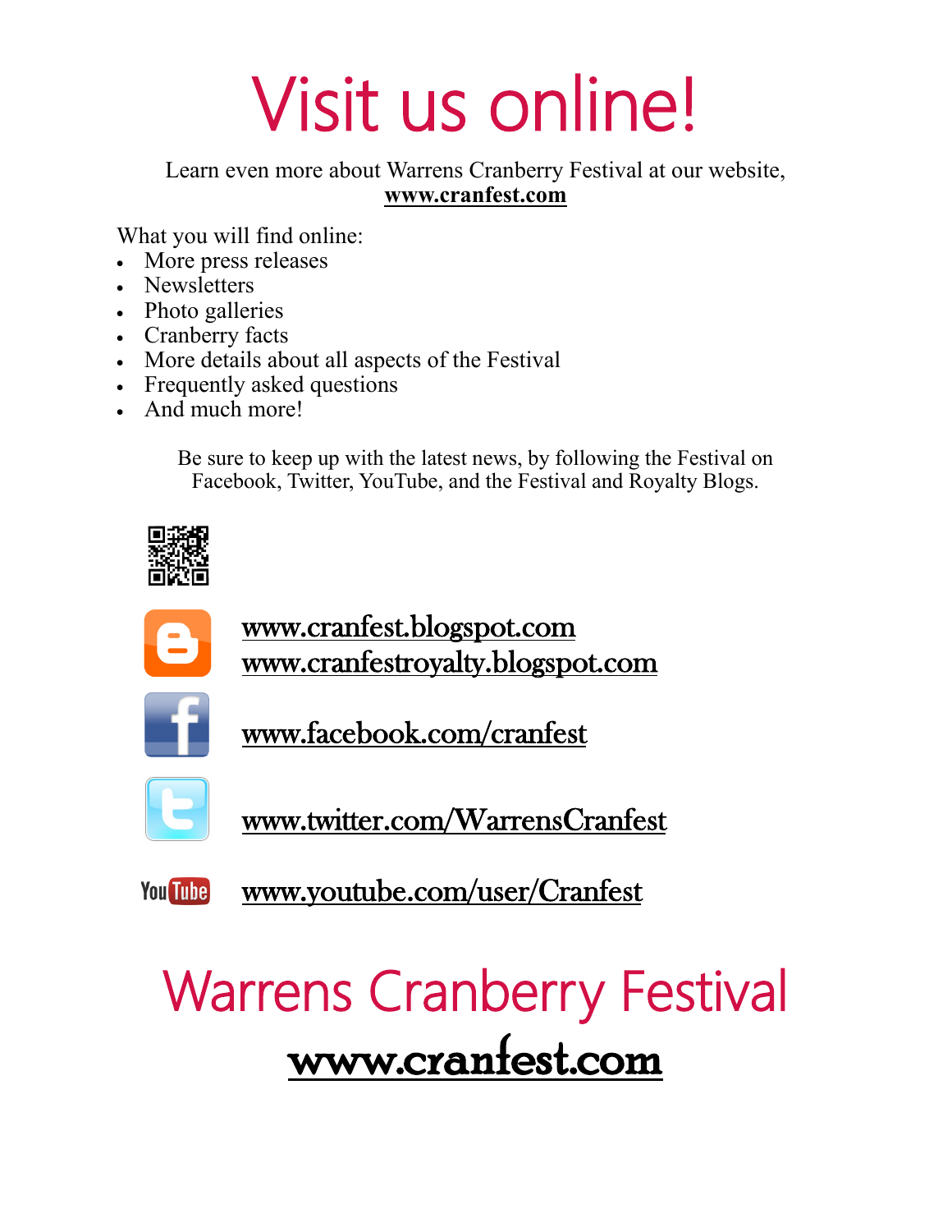# Visit us online!

Learn even more about Warrens Cranberry Festival at our website, **www.cranfest.com**

What you will find online:

- More press releases
- Newsletters
- Photo galleries
- Cranberry facts
- More details about all aspects of the Festival
- Frequently asked questions
- And much more!

Be sure to keep up with the latest news, by following the Festival on Facebook, Twitter, YouTube, and the Festival and Royalty Blogs.

www.cranfest.blogspot.com
www.cranfestroyalty.blogspot.com

www.facebook.com/cranfest

www.twitter.com/WarrensCranfest

www.youtube.com/user/Cranfest

# Warrens Cranberry Festival

**www.cranfest.com**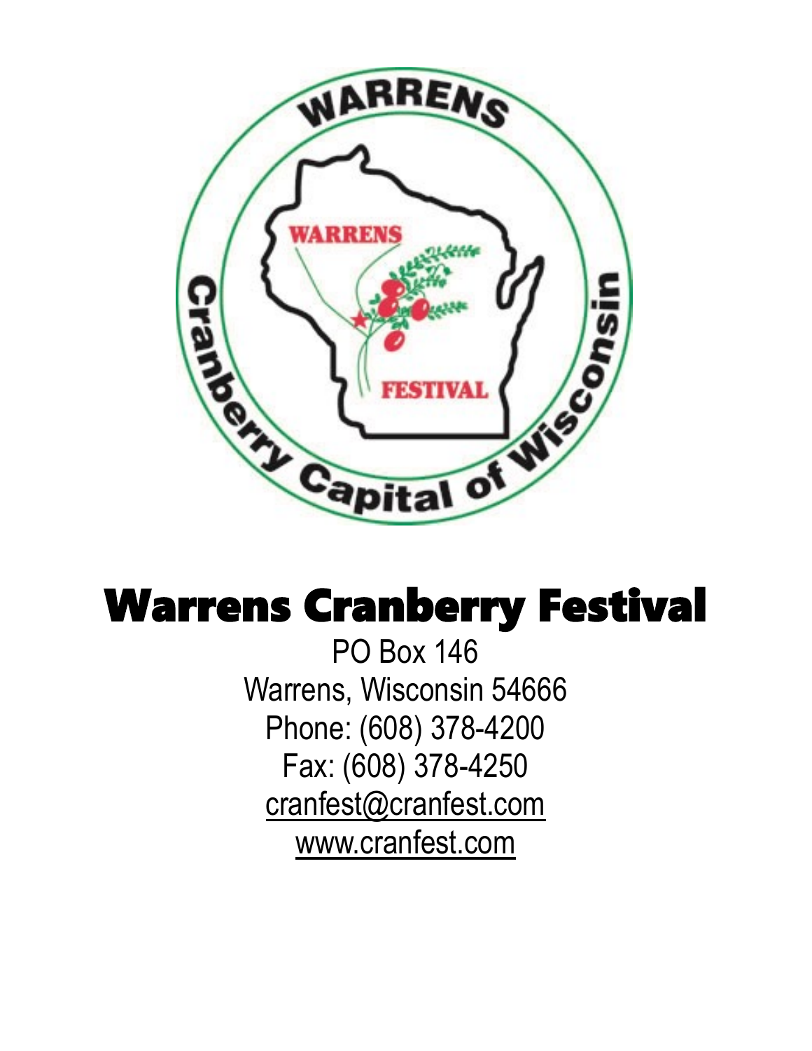# Warrens Cranberry Festival

PO Box 146

Warrens, Wisconsin 54666

Phone: (608) 378-4200

Fax: (608) 378-4250

cranfest@cranfest.com

www.cranfest.com